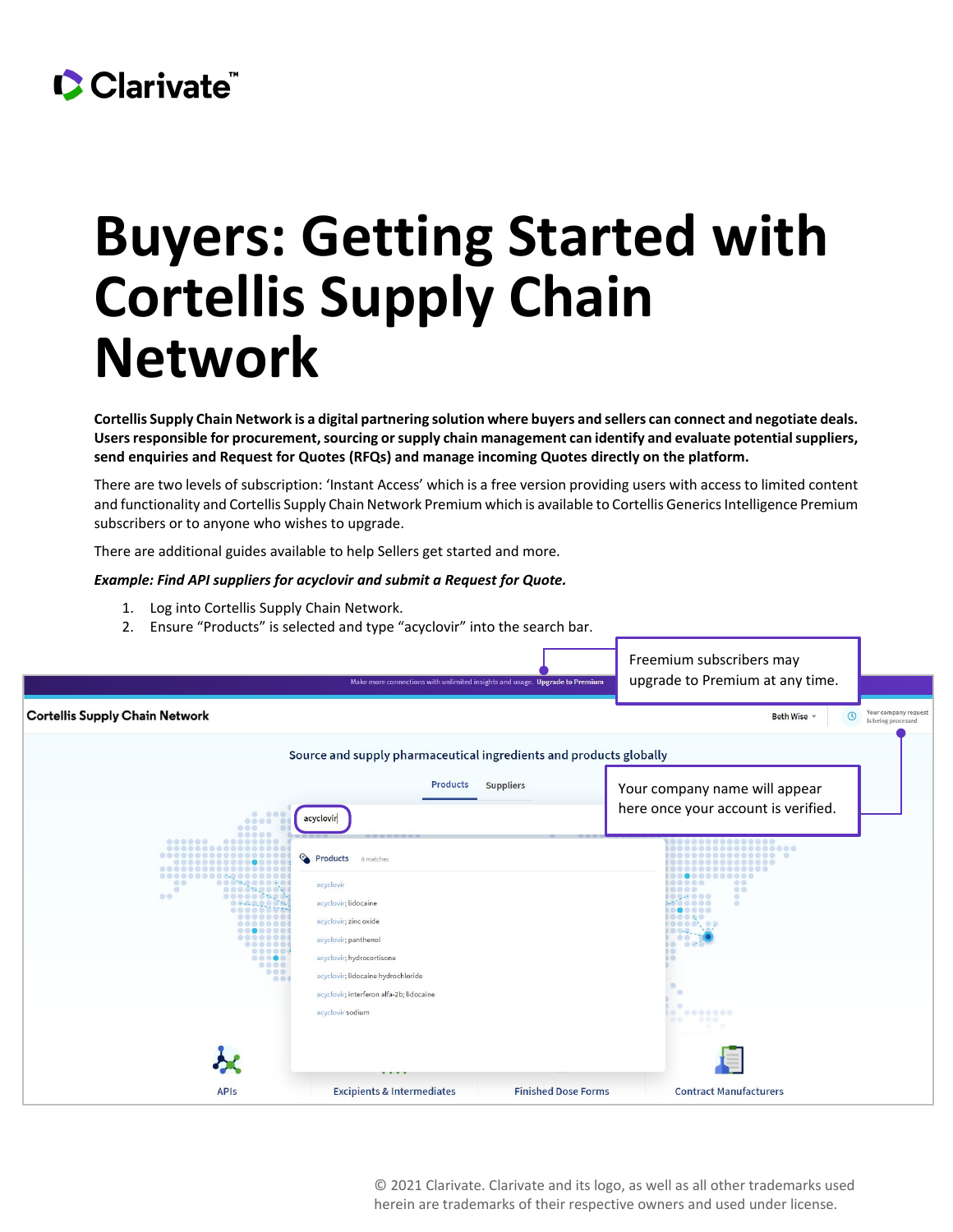# Buyers: Getting Started with Cortellis Supply Chain Network

**Cortellis Supply Chain Network is a digital partnering solution where buyers and sellers can connect and negotiate deals. Users responsible for procurement, sourcing or supply chain management can identify and evaluate potential suppliers, send enquiries and Request for Quotes (RFQs) and manage incoming Quotes directly on the platform.**

There are two levels of subscription: 'Instant Access' which is a free version providing users with access to limited content and functionality and Cortellis Supply Chain Network Premium which is available to Cortellis Generics Intelligence Premium subscribers or to anyone who wishes to upgrade.

There are additional guides available to help Sellers get started and more.

***Example: Find API suppliers for acyclovir and submit a Request for Quote.***

1. Log into Cortellis Supply Chain Network.
2. Ensure "Products" is selected and type "acyclovir" into the search bar.

Freemium subscribers may upgrade to Premium at any time.

Your company name will appear here once your account is verified.

© 2021 Clarivate. Clarivate and its logo, as well as all other trademarks used herein are trademarks of their respective owners and used under license.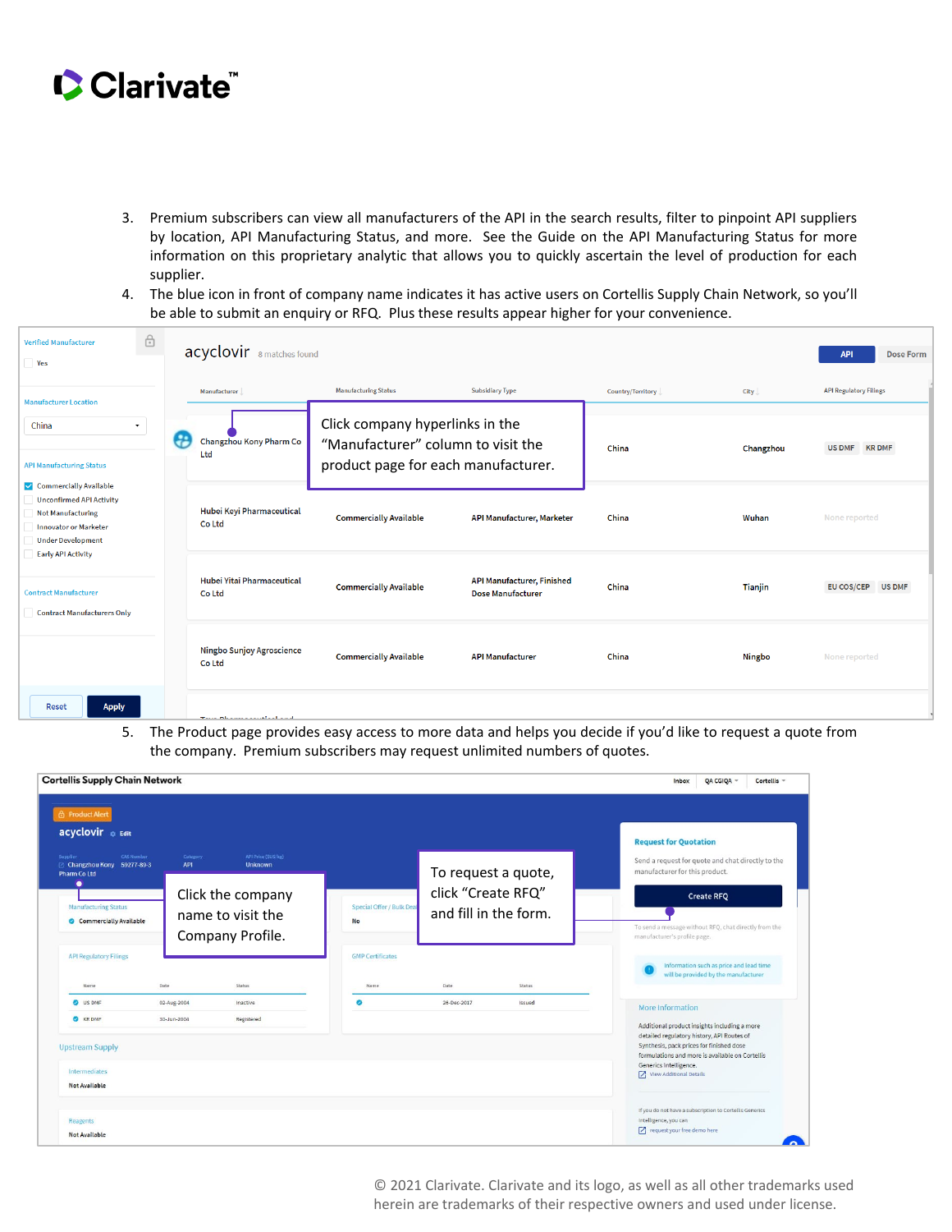3. Premium subscribers can view all manufacturers of the API in the search results, filter to pinpoint API suppliers by location, API Manufacturing Status, and more. See the Guide on the API Manufacturing Status for more information on this proprietary analytic that allows you to quickly ascertain the level of production for each supplier.
4. The blue icon in front of company name indicates it has active users on Cortellis Supply Chain Network, so you'll be able to submit an enquiry or RFQ. Plus these results appear higher for your convenience.

Click company hyperlinks in the "Manufacturer" column to visit the product page for each manufacturer.

5. The Product page provides easy access to more data and helps you decide if you'd like to request a quote from the company. Premium subscribers may request unlimited numbers of quotes.

Click the company name to visit the Company Profile.

To request a quote, click "Create RFQ" and fill in the form.

© 2021 Clarivate. Clarivate and its logo, as well as all other trademarks used herein are trademarks of their respective owners and used under license.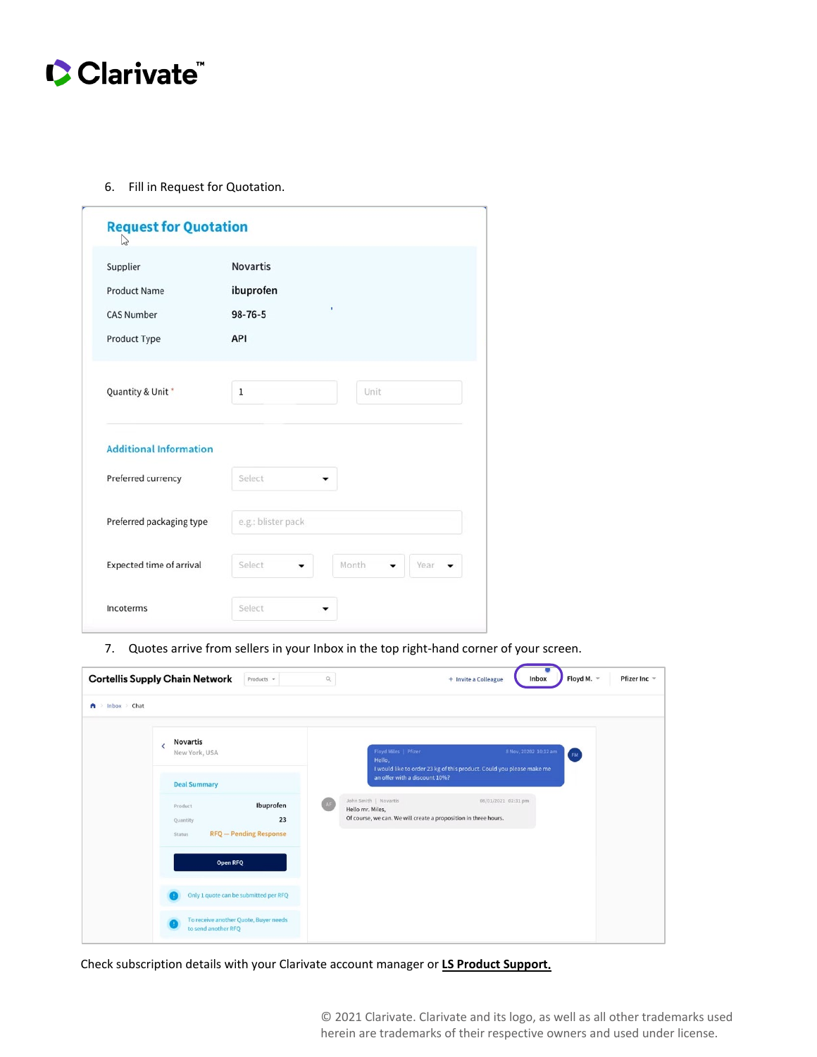6. Fill in Request for Quotation.

**Request for Quotation**

| | |
|---|---|
| Supplier | Novartis |
| Product Name | ibuprofen |
| CAS Number | 98-76-5 |
| Product Type | API |

Quantity & Unit * 1 Unit

**Additional Information**

Preferred currency Select

Preferred packaging type e.g.: blister pack

Expected time of arrival Select Month Year

Incoterms Select

7. Quotes arrive from sellers in your Inbox in the top right-hand corner of your screen.

Cortellis Supply Chain Network | Products | + Invite a Colleague | Inbox | Floyd M. | Pfizer Inc

Inbox > Chat

Novartis
New York, USA

Deal Summary

| | |
|---|---|
| Product | Ibuprofen |
| Quantity | 23 |
| Status | RFQ — Pending Response |

Open RFQ

Only 1 quote can be submitted per RFQ

To receive another Quote, Buyer needs to send another RFQ

Floyd Miles | Pfizer 8 Nov, 20202 10:32 am
Hello,
I would like to order 23 kg of this product. Could you please make me an offer with a discount 10%?

John Smith | Novartis 08/01/2021 02:31 pm
Hello mr. Miles,
Of course, we can. We will create a proposition in three hours.

Check subscription details with your Clarivate account manager or **LS Product Support.**

© 2021 Clarivate. Clarivate and its logo, as well as all other trademarks used herein are trademarks of their respective owners and used under license.